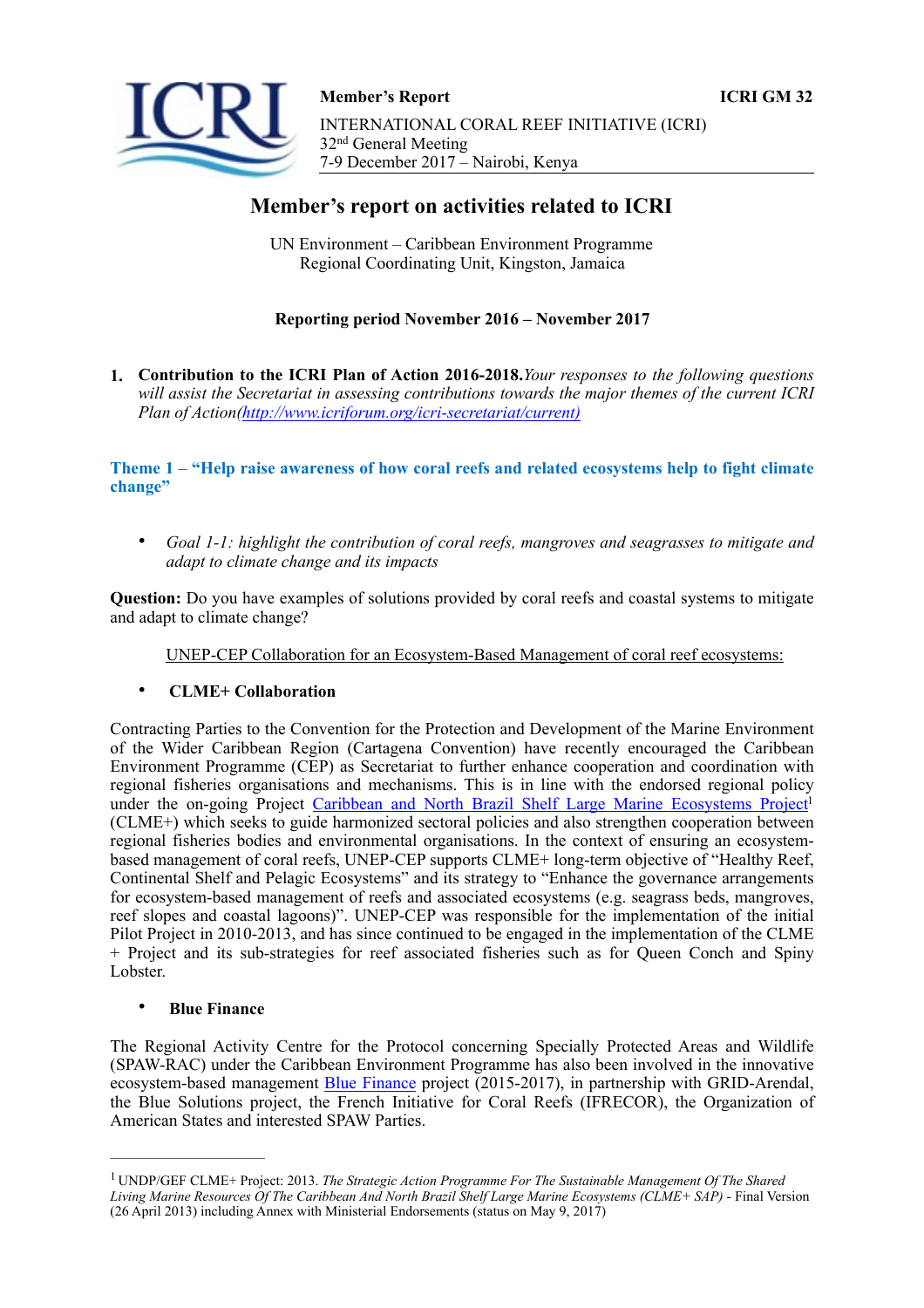**Member's Report** **ICRI GM 32**

INTERNATIONAL CORAL REEF INITIATIVE (ICRI)
32nd General Meeting
7-9 December 2017 – Nairobi, Kenya

# Member's report on activities related to ICRI

UN Environment – Caribbean Environment Programme
Regional Coordinating Unit, Kingston, Jamaica

**Reporting period November 2016 – November 2017**

1. **Contribution to the ICRI Plan of Action 2016-2018.** *Your responses to the following questions will assist the Secretariat in assessing contributions towards the major themes of the current ICRI Plan of Action(http://www.icriforum.org/icri-secretariat/current)*

## Theme 1 – "Help raise awareness of how coral reefs and related ecosystems help to fight climate change"

- *Goal 1-1: highlight the contribution of coral reefs, mangroves and seagrasses to mitigate and adapt to climate change and its impacts*

**Question:** Do you have examples of solutions provided by coral reefs and coastal systems to mitigate and adapt to climate change?

UNEP-CEP Collaboration for an Ecosystem-Based Management of coral reef ecosystems:

- **CLME+ Collaboration**

Contracting Parties to the Convention for the Protection and Development of the Marine Environment of the Wider Caribbean Region (Cartagena Convention) have recently encouraged the Caribbean Environment Programme (CEP) as Secretariat to further enhance cooperation and coordination with regional fisheries organisations and mechanisms. This is in line with the endorsed regional policy under the on-going Project Caribbean and North Brazil Shelf Large Marine Ecosystems Project[1] (CLME+) which seeks to guide harmonized sectoral policies and also strengthen cooperation between regional fisheries bodies and environmental organisations. In the context of ensuring an ecosystem-based management of coral reefs, UNEP-CEP supports CLME+ long-term objective of "Healthy Reef, Continental Shelf and Pelagic Ecosystems" and its strategy to "Enhance the governance arrangements for ecosystem-based management of reefs and associated ecosystems (e.g. seagrass beds, mangroves, reef slopes and coastal lagoons)". UNEP-CEP was responsible for the implementation of the initial Pilot Project in 2010-2013, and has since continued to be engaged in the implementation of the CLME + Project and its sub-strategies for reef associated fisheries such as for Queen Conch and Spiny Lobster.

- **Blue Finance**

The Regional Activity Centre for the Protocol concerning Specially Protected Areas and Wildlife (SPAW-RAC) under the Caribbean Environment Programme has also been involved in the innovative ecosystem-based management Blue Finance project (2015-2017), in partnership with GRID-Arendal, the Blue Solutions project, the French Initiative for Coral Reefs (IFRECOR), the Organization of American States and interested SPAW Parties.

---

[1] UNDP/GEF CLME+ Project: 2013. *The Strategic Action Programme For The Sustainable Management Of The Shared Living Marine Resources Of The Caribbean And North Brazil Shelf Large Marine Ecosystems (CLME+ SAP)* - Final Version (26 April 2013) including Annex with Ministerial Endorsements (status on May 9, 2017)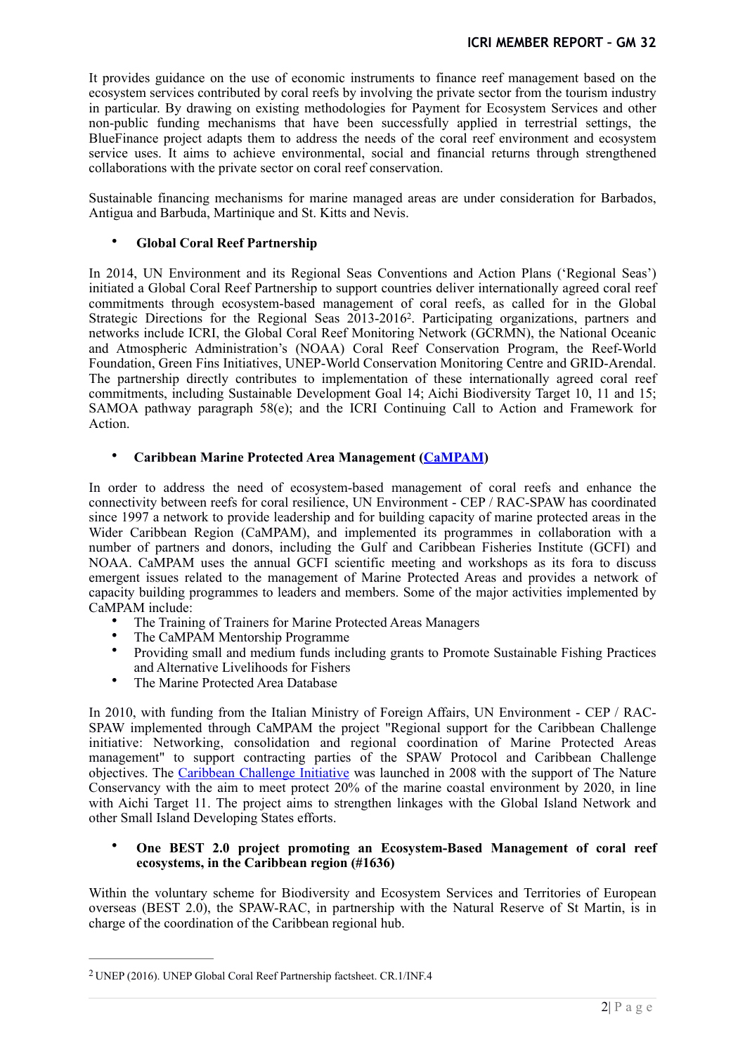It provides guidance on the use of economic instruments to finance reef management based on the ecosystem services contributed by coral reefs by involving the private sector from the tourism industry in particular. By drawing on existing methodologies for Payment for Ecosystem Services and other non-public funding mechanisms that have been successfully applied in terrestrial settings, the BlueFinance project adapts them to address the needs of the coral reef environment and ecosystem service uses. It aims to achieve environmental, social and financial returns through strengthened collaborations with the private sector on coral reef conservation.

Sustainable financing mechanisms for marine managed areas are under consideration for Barbados, Antigua and Barbuda, Martinique and St. Kitts and Nevis.

- **Global Coral Reef Partnership**

In 2014, UN Environment and its Regional Seas Conventions and Action Plans ('Regional Seas') initiated a Global Coral Reef Partnership to support countries deliver internationally agreed coral reef commitments through ecosystem-based management of coral reefs, as called for in the Global Strategic Directions for the Regional Seas 2013-2016[2]. Participating organizations, partners and networks include ICRI, the Global Coral Reef Monitoring Network (GCRMN), the National Oceanic and Atmospheric Administration's (NOAA) Coral Reef Conservation Program, the Reef-World Foundation, Green Fins Initiatives, UNEP-World Conservation Monitoring Centre and GRID-Arendal. The partnership directly contributes to implementation of these internationally agreed coral reef commitments, including Sustainable Development Goal 14; Aichi Biodiversity Target 10, 11 and 15; SAMOA pathway paragraph 58(e); and the ICRI Continuing Call to Action and Framework for Action.

- **Caribbean Marine Protected Area Management (CaMPAM)**

In order to address the need of ecosystem-based management of coral reefs and enhance the connectivity between reefs for coral resilience, UN Environment - CEP / RAC-SPAW has coordinated since 1997 a network to provide leadership and for building capacity of marine protected areas in the Wider Caribbean Region (CaMPAM), and implemented its programmes in collaboration with a number of partners and donors, including the Gulf and Caribbean Fisheries Institute (GCFI) and NOAA. CaMPAM uses the annual GCFI scientific meeting and workshops as its fora to discuss emergent issues related to the management of Marine Protected Areas and provides a network of capacity building programmes to leaders and members. Some of the major activities implemented by CaMPAM include:

- The Training of Trainers for Marine Protected Areas Managers
- The CaMPAM Mentorship Programme
- Providing small and medium funds including grants to Promote Sustainable Fishing Practices and Alternative Livelihoods for Fishers
- The Marine Protected Area Database

In 2010, with funding from the Italian Ministry of Foreign Affairs, UN Environment - CEP / RAC-SPAW implemented through CaMPAM the project "Regional support for the Caribbean Challenge initiative: Networking, consolidation and regional coordination of Marine Protected Areas management" to support contracting parties of the SPAW Protocol and Caribbean Challenge objectives. The Caribbean Challenge Initiative was launched in 2008 with the support of The Nature Conservancy with the aim to meet protect 20% of the marine coastal environment by 2020, in line with Aichi Target 11. The project aims to strengthen linkages with the Global Island Network and other Small Island Developing States efforts.

- **One BEST 2.0 project promoting an Ecosystem-Based Management of coral reef ecosystems, in the Caribbean region (#1636)**

Within the voluntary scheme for Biodiversity and Ecosystem Services and Territories of European overseas (BEST 2.0), the SPAW-RAC, in partnership with the Natural Reserve of St Martin, is in charge of the coordination of the Caribbean regional hub.

---

[2] UNEP (2016). UNEP Global Coral Reef Partnership factsheet. CR.1/INF.4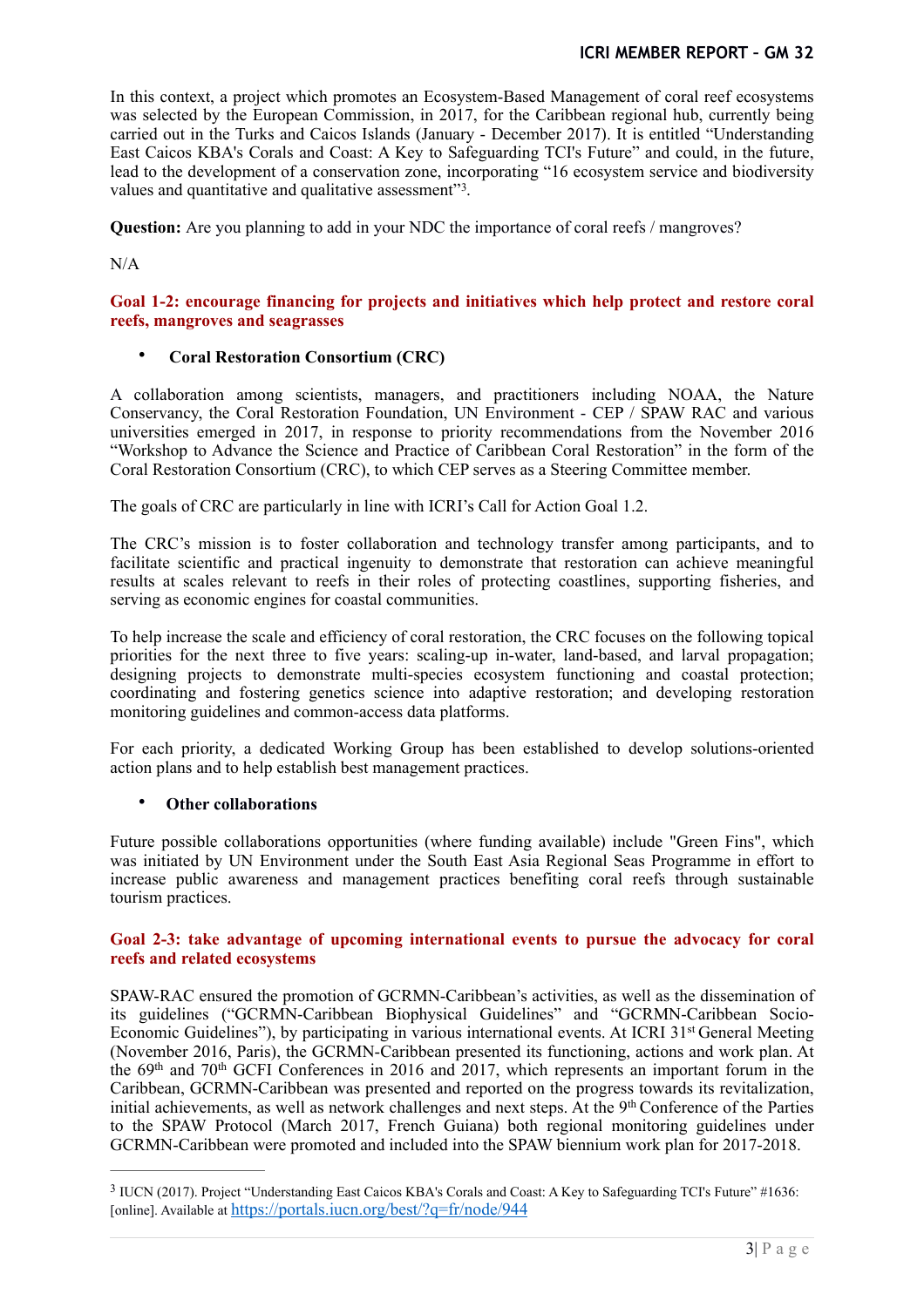In this context, a project which promotes an Ecosystem-Based Management of coral reef ecosystems was selected by the European Commission, in 2017, for the Caribbean regional hub, currently being carried out in the Turks and Caicos Islands (January - December 2017). It is entitled "Understanding East Caicos KBA's Corals and Coast: A Key to Safeguarding TCI's Future" and could, in the future, lead to the development of a conservation zone, incorporating "16 ecosystem service and biodiversity values and quantitative and qualitative assessment"[3].

**Question:** Are you planning to add in your NDC the importance of coral reefs / mangroves?

N/A

**Goal 1-2: encourage financing for projects and initiatives which help protect and restore coral reefs, mangroves and seagrasses**

- **Coral Restoration Consortium (CRC)**

A collaboration among scientists, managers, and practitioners including NOAA, the Nature Conservancy, the Coral Restoration Foundation, UN Environment - CEP / SPAW RAC and various universities emerged in 2017, in response to priority recommendations from the November 2016 "Workshop to Advance the Science and Practice of Caribbean Coral Restoration" in the form of the Coral Restoration Consortium (CRC), to which CEP serves as a Steering Committee member.

The goals of CRC are particularly in line with ICRI's Call for Action Goal 1.2.

The CRC's mission is to foster collaboration and technology transfer among participants, and to facilitate scientific and practical ingenuity to demonstrate that restoration can achieve meaningful results at scales relevant to reefs in their roles of protecting coastlines, supporting fisheries, and serving as economic engines for coastal communities.

To help increase the scale and efficiency of coral restoration, the CRC focuses on the following topical priorities for the next three to five years: scaling-up in-water, land-based, and larval propagation; designing projects to demonstrate multi-species ecosystem functioning and coastal protection; coordinating and fostering genetics science into adaptive restoration; and developing restoration monitoring guidelines and common-access data platforms.

For each priority, a dedicated Working Group has been established to develop solutions-oriented action plans and to help establish best management practices.

- **Other collaborations**

Future possible collaborations opportunities (where funding available) include "Green Fins", which was initiated by UN Environment under the South East Asia Regional Seas Programme in effort to increase public awareness and management practices benefiting coral reefs through sustainable tourism practices.

**Goal 2-3: take advantage of upcoming international events to pursue the advocacy for coral reefs and related ecosystems**

SPAW-RAC ensured the promotion of GCRMN-Caribbean's activities, as well as the dissemination of its guidelines ("GCRMN-Caribbean Biophysical Guidelines" and "GCRMN-Caribbean Socio-Economic Guidelines"), by participating in various international events. At ICRI 31st General Meeting (November 2016, Paris), the GCRMN-Caribbean presented its functioning, actions and work plan. At the 69th and 70th GCFI Conferences in 2016 and 2017, which represents an important forum in the Caribbean, GCRMN-Caribbean was presented and reported on the progress towards its revitalization, initial achievements, as well as network challenges and next steps. At the 9th Conference of the Parties to the SPAW Protocol (March 2017, French Guiana) both regional monitoring guidelines under GCRMN-Caribbean were promoted and included into the SPAW biennium work plan for 2017-2018.

---

[3] IUCN (2017). Project "Understanding East Caicos KBA's Corals and Coast: A Key to Safeguarding TCI's Future" #1636: [online]. Available at https://portals.iucn.org/best/?q=fr/node/944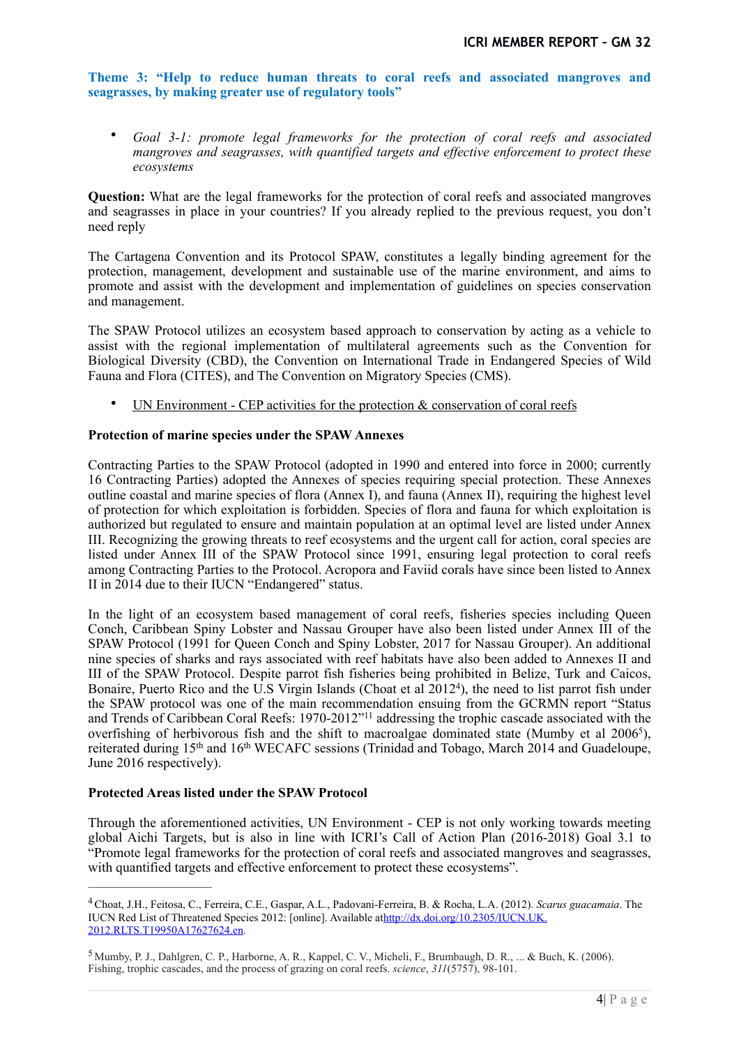**Theme 3: "Help to reduce human threats to coral reefs and associated mangroves and seagrasses, by making greater use of regulatory tools"**

- *Goal 3-1: promote legal frameworks for the protection of coral reefs and associated mangroves and seagrasses, with quantified targets and effective enforcement to protect these ecosystems*

**Question:** What are the legal frameworks for the protection of coral reefs and associated mangroves and seagrasses in place in your countries? If you already replied to the previous request, you don't need reply

The Cartagena Convention and its Protocol SPAW, constitutes a legally binding agreement for the protection, management, development and sustainable use of the marine environment, and aims to promote and assist with the development and implementation of guidelines on species conservation and management.

The SPAW Protocol utilizes an ecosystem based approach to conservation by acting as a vehicle to assist with the regional implementation of multilateral agreements such as the Convention for Biological Diversity (CBD), the Convention on International Trade in Endangered Species of Wild Fauna and Flora (CITES), and The Convention on Migratory Species (CMS).

- UN Environment - CEP activities for the protection & conservation of coral reefs

**Protection of marine species under the SPAW Annexes**

Contracting Parties to the SPAW Protocol (adopted in 1990 and entered into force in 2000; currently 16 Contracting Parties) adopted the Annexes of species requiring special protection. These Annexes outline coastal and marine species of flora (Annex I), and fauna (Annex II), requiring the highest level of protection for which exploitation is forbidden. Species of flora and fauna for which exploitation is authorized but regulated to ensure and maintain population at an optimal level are listed under Annex III. Recognizing the growing threats to reef ecosystems and the urgent call for action, coral species are listed under Annex III of the SPAW Protocol since 1991, ensuring legal protection to coral reefs among Contracting Parties to the Protocol. Acropora and Faviid corals have since been listed to Annex II in 2014 due to their IUCN "Endangered" status.

In the light of an ecosystem based management of coral reefs, fisheries species including Queen Conch, Caribbean Spiny Lobster and Nassau Grouper have also been listed under Annex III of the SPAW Protocol (1991 for Queen Conch and Spiny Lobster, 2017 for Nassau Grouper). An additional nine species of sharks and rays associated with reef habitats have also been added to Annexes II and III of the SPAW Protocol. Despite parrot fish fisheries being prohibited in Belize, Turk and Caicos, Bonaire, Puerto Rico and the U.S Virgin Islands (Choat et al 2012[4]), the need to list parrot fish under the SPAW protocol was one of the main recommendation ensuing from the GCRMN report "Status and Trends of Caribbean Coral Reefs: 1970-2012"[11] addressing the trophic cascade associated with the overfishing of herbivorous fish and the shift to macroalgae dominated state (Mumby et al 2006[5]), reiterated during 15th and 16th WECAFC sessions (Trinidad and Tobago, March 2014 and Guadeloupe, June 2016 respectively).

**Protected Areas listed under the SPAW Protocol**

Through the aforementioned activities, UN Environment - CEP is not only working towards meeting global Aichi Targets, but is also in line with ICRI's Call of Action Plan (2016-2018) Goal 3.1 to "Promote legal frameworks for the protection of coral reefs and associated mangroves and seagrasses, with quantified targets and effective enforcement to protect these ecosystems".

---

[4] Choat, J.H., Feitosa, C., Ferreira, C.E., Gaspar, A.L., Padovani-Ferreira, B. & Rocha, L.A. (2012). *Scarus guacamaia*. The IUCN Red List of Threatened Species 2012: [online]. Available athttp://dx.doi.org/10.2305/IUCN.UK.2012.RLTS.T19950A17627624.en.

[5] Mumby, P. J., Dahlgren, C. P., Harborne, A. R., Kappel, C. V., Micheli, F., Brumbaugh, D. R., ... & Buch, K. (2006). Fishing, trophic cascades, and the process of grazing on coral reefs. *science*, *311*(5757), 98-101.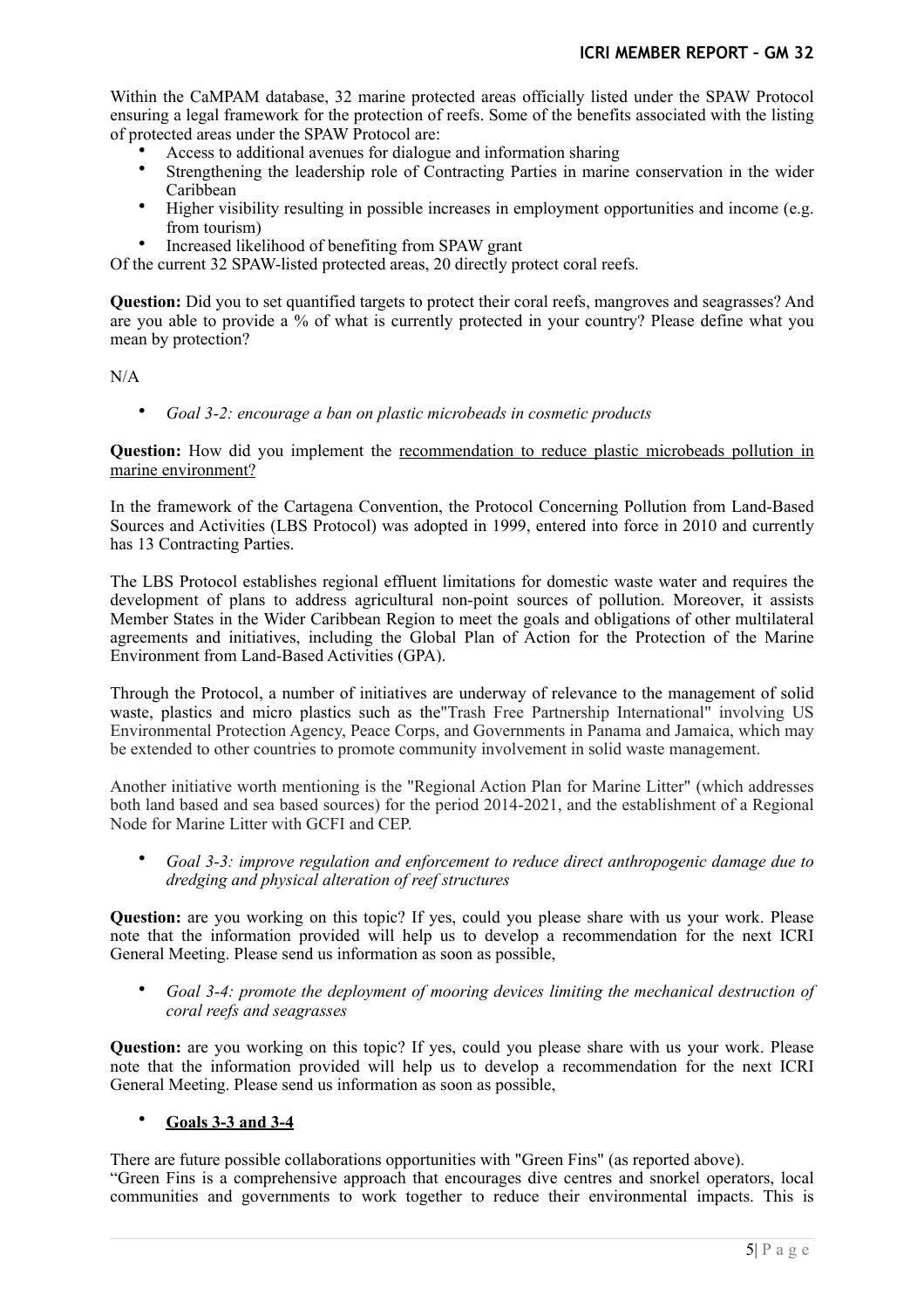Within the CaMPAM database, 32 marine protected areas officially listed under the SPAW Protocol ensuring a legal framework for the protection of reefs. Some of the benefits associated with the listing of protected areas under the SPAW Protocol are:

- Access to additional avenues for dialogue and information sharing
- Strengthening the leadership role of Contracting Parties in marine conservation in the wider Caribbean
- Higher visibility resulting in possible increases in employment opportunities and income (e.g. from tourism)
- Increased likelihood of benefiting from SPAW grant

Of the current 32 SPAW-listed protected areas, 20 directly protect coral reefs.

**Question:** Did you to set quantified targets to protect their coral reefs, mangroves and seagrasses? And are you able to provide a % of what is currently protected in your country? Please define what you mean by protection?

N/A

- *Goal 3-2: encourage a ban on plastic microbeads in cosmetic products*

**Question:** How did you implement the recommendation to reduce plastic microbeads pollution in marine environment?

In the framework of the Cartagena Convention, the Protocol Concerning Pollution from Land-Based Sources and Activities (LBS Protocol) was adopted in 1999, entered into force in 2010 and currently has 13 Contracting Parties.

The LBS Protocol establishes regional effluent limitations for domestic waste water and requires the development of plans to address agricultural non-point sources of pollution. Moreover, it assists Member States in the Wider Caribbean Region to meet the goals and obligations of other multilateral agreements and initiatives, including the Global Plan of Action for the Protection of the Marine Environment from Land-Based Activities (GPA).

Through the Protocol, a number of initiatives are underway of relevance to the management of solid waste, plastics and micro plastics such as the"Trash Free Partnership International" involving US Environmental Protection Agency, Peace Corps, and Governments in Panama and Jamaica, which may be extended to other countries to promote community involvement in solid waste management.

Another initiative worth mentioning is the "Regional Action Plan for Marine Litter" (which addresses both land based and sea based sources) for the period 2014-2021, and the establishment of a Regional Node for Marine Litter with GCFI and CEP.

- *Goal 3-3: improve regulation and enforcement to reduce direct anthropogenic damage due to dredging and physical alteration of reef structures*

**Question:** are you working on this topic? If yes, could you please share with us your work. Please note that the information provided will help us to develop a recommendation for the next ICRI General Meeting. Please send us information as soon as possible,

- *Goal 3-4: promote the deployment of mooring devices limiting the mechanical destruction of coral reefs and seagrasses*

**Question:** are you working on this topic? If yes, could you please share with us your work. Please note that the information provided will help us to develop a recommendation for the next ICRI General Meeting. Please send us information as soon as possible,

- **Goals 3-3 and 3-4**

There are future possible collaborations opportunities with "Green Fins" (as reported above).
"Green Fins is a comprehensive approach that encourages dive centres and snorkel operators, local communities and governments to work together to reduce their environmental impacts. This is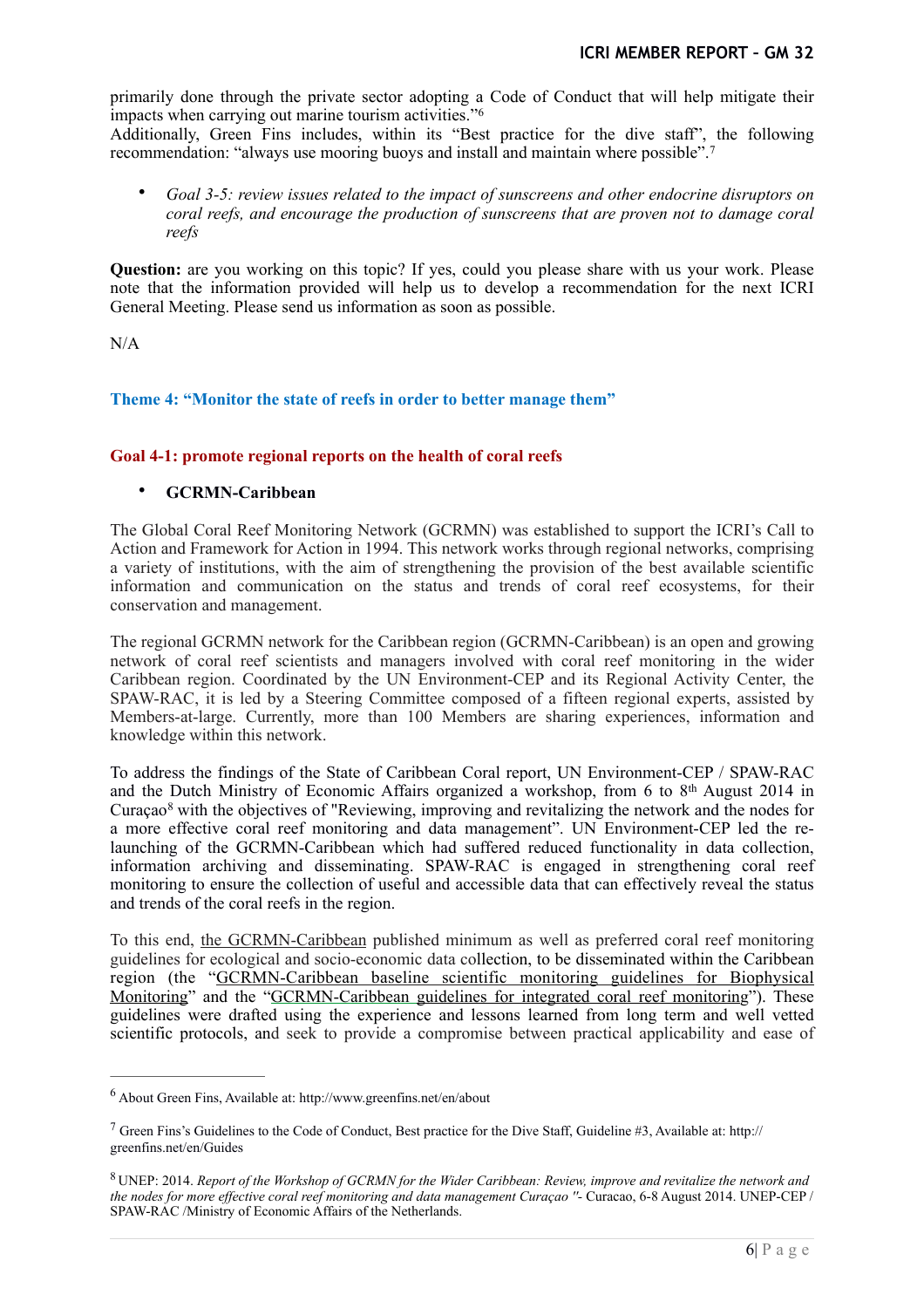primarily done through the private sector adopting a Code of Conduct that will help mitigate their impacts when carrying out marine tourism activities."[6]

Additionally, Green Fins includes, within its "Best practice for the dive staff", the following recommendation: "always use mooring buoys and install and maintain where possible".[7]

- *Goal 3-5: review issues related to the impact of sunscreens and other endocrine disruptors on coral reefs, and encourage the production of sunscreens that are proven not to damage coral reefs*

**Question:** are you working on this topic? If yes, could you please share with us your work. Please note that the information provided will help us to develop a recommendation for the next ICRI General Meeting. Please send us information as soon as possible.

N/A

## Theme 4: "Monitor the state of reefs in order to better manage them"

### Goal 4-1: promote regional reports on the health of coral reefs

- **GCRMN-Caribbean**

The Global Coral Reef Monitoring Network (GCRMN) was established to support the ICRI's Call to Action and Framework for Action in 1994. This network works through regional networks, comprising a variety of institutions, with the aim of strengthening the provision of the best available scientific information and communication on the status and trends of coral reef ecosystems, for their conservation and management.

The regional GCRMN network for the Caribbean region (GCRMN-Caribbean) is an open and growing network of coral reef scientists and managers involved with coral reef monitoring in the wider Caribbean region. Coordinated by the UN Environment-CEP and its Regional Activity Center, the SPAW-RAC, it is led by a Steering Committee composed of a fifteen regional experts, assisted by Members-at-large. Currently, more than 100 Members are sharing experiences, information and knowledge within this network.

To address the findings of the State of Caribbean Coral report, UN Environment-CEP / SPAW-RAC and the Dutch Ministry of Economic Affairs organized a workshop, from 6 to 8th August 2014 in Curaçao[8] with the objectives of "Reviewing, improving and revitalizing the network and the nodes for a more effective coral reef monitoring and data management". UN Environment-CEP led the re-launching of the GCRMN-Caribbean which had suffered reduced functionality in data collection, information archiving and disseminating. SPAW-RAC is engaged in strengthening coral reef monitoring to ensure the collection of useful and accessible data that can effectively reveal the status and trends of the coral reefs in the region.

To this end, the GCRMN-Caribbean published minimum as well as preferred coral reef monitoring guidelines for ecological and socio-economic data collection, to be disseminated within the Caribbean region (the "GCRMN-Caribbean baseline scientific monitoring guidelines for Biophysical Monitoring" and the "GCRMN-Caribbean guidelines for integrated coral reef monitoring"). These guidelines were drafted using the experience and lessons learned from long term and well vetted scientific protocols, and seek to provide a compromise between practical applicability and ease of

---

[6] About Green Fins, Available at: http://www.greenfins.net/en/about

[7] Green Fins's Guidelines to the Code of Conduct, Best practice for the Dive Staff, Guideline #3, Available at: http://greenfins.net/en/Guides

[8] UNEP: 2014. *Report of the Workshop of GCRMN for the Wider Caribbean: Review, improve and revitalize the network and the nodes for more effective coral reef monitoring and data management Curaçao "*- Curacao, 6-8 August 2014. UNEP-CEP / SPAW-RAC /Ministry of Economic Affairs of the Netherlands.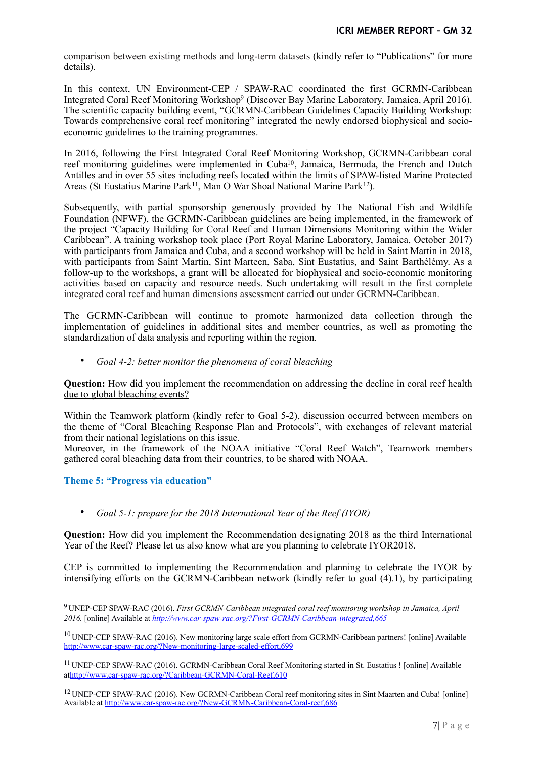comparison between existing methods and long-term datasets (kindly refer to "Publications" for more details).

In this context, UN Environment-CEP / SPAW-RAC coordinated the first GCRMN-Caribbean Integrated Coral Reef Monitoring Workshop[9] (Discover Bay Marine Laboratory, Jamaica, April 2016). The scientific capacity building event, "GCRMN-Caribbean Guidelines Capacity Building Workshop: Towards comprehensive coral reef monitoring" integrated the newly endorsed biophysical and socio-economic guidelines to the training programmes.

In 2016, following the First Integrated Coral Reef Monitoring Workshop, GCRMN-Caribbean coral reef monitoring guidelines were implemented in Cuba[10], Jamaica, Bermuda, the French and Dutch Antilles and in over 55 sites including reefs located within the limits of SPAW-listed Marine Protected Areas (St Eustatius Marine Park[11], Man O War Shoal National Marine Park[12]).

Subsequently, with partial sponsorship generously provided by The National Fish and Wildlife Foundation (NFWF), the GCRMN-Caribbean guidelines are being implemented, in the framework of the project "Capacity Building for Coral Reef and Human Dimensions Monitoring within the Wider Caribbean". A training workshop took place (Port Royal Marine Laboratory, Jamaica, October 2017) with participants from Jamaica and Cuba, and a second workshop will be held in Saint Martin in 2018, with participants from Saint Martin, Sint Marteen, Saba, Sint Eustatius, and Saint Barthélémy. As a follow-up to the workshops, a grant will be allocated for biophysical and socio-economic monitoring activities based on capacity and resource needs. Such undertaking will result in the first complete integrated coral reef and human dimensions assessment carried out under GCRMN-Caribbean.

The GCRMN-Caribbean will continue to promote harmonized data collection through the implementation of guidelines in additional sites and member countries, as well as promoting the standardization of data analysis and reporting within the region.

- *Goal 4-2: better monitor the phenomena of coral bleaching*

**Question:** How did you implement the recommendation on addressing the decline in coral reef health due to global bleaching events?

Within the Teamwork platform (kindly refer to Goal 5-2), discussion occurred between members on the theme of "Coral Bleaching Response Plan and Protocols", with exchanges of relevant material from their national legislations on this issue.
Moreover, in the framework of the NOAA initiative "Coral Reef Watch", Teamwork members gathered coral bleaching data from their countries, to be shared with NOAA.

### Theme 5: "Progress via education"

- *Goal 5-1: prepare for the 2018 International Year of the Reef (IYOR)*

**Question:** How did you implement the Recommendation designating 2018 as the third International Year of the Reef? Please let us also know what are you planning to celebrate IYOR2018.

CEP is committed to implementing the Recommendation and planning to celebrate the IYOR by intensifying efforts on the GCRMN-Caribbean network (kindly refer to goal (4).1), by participating

---

[9] UNEP-CEP SPAW-RAC (2016). *First GCRMN-Caribbean integrated coral reef monitoring workshop in Jamaica, April 2016.* [online] Available at http://www.car-spaw-rac.org/?First-GCRMN-Caribbean-integrated,665

[10] UNEP-CEP SPAW-RAC (2016). New monitoring large scale effort from GCRMN-Caribbean partners! [online] Available http://www.car-spaw-rac.org/?New-monitoring-large-scaled-effort,699

[11] UNEP-CEP SPAW-RAC (2016). GCRMN-Caribbean Coral Reef Monitoring started in St. Eustatius ! [online] Available athttp://www.car-spaw-rac.org/?Caribbean-GCRMN-Coral-Reef,610

[12] UNEP-CEP SPAW-RAC (2016). New GCRMN-Caribbean Coral reef monitoring sites in Sint Maarten and Cuba! [online] Available at http://www.car-spaw-rac.org/?New-GCRMN-Caribbean-Coral-reef,686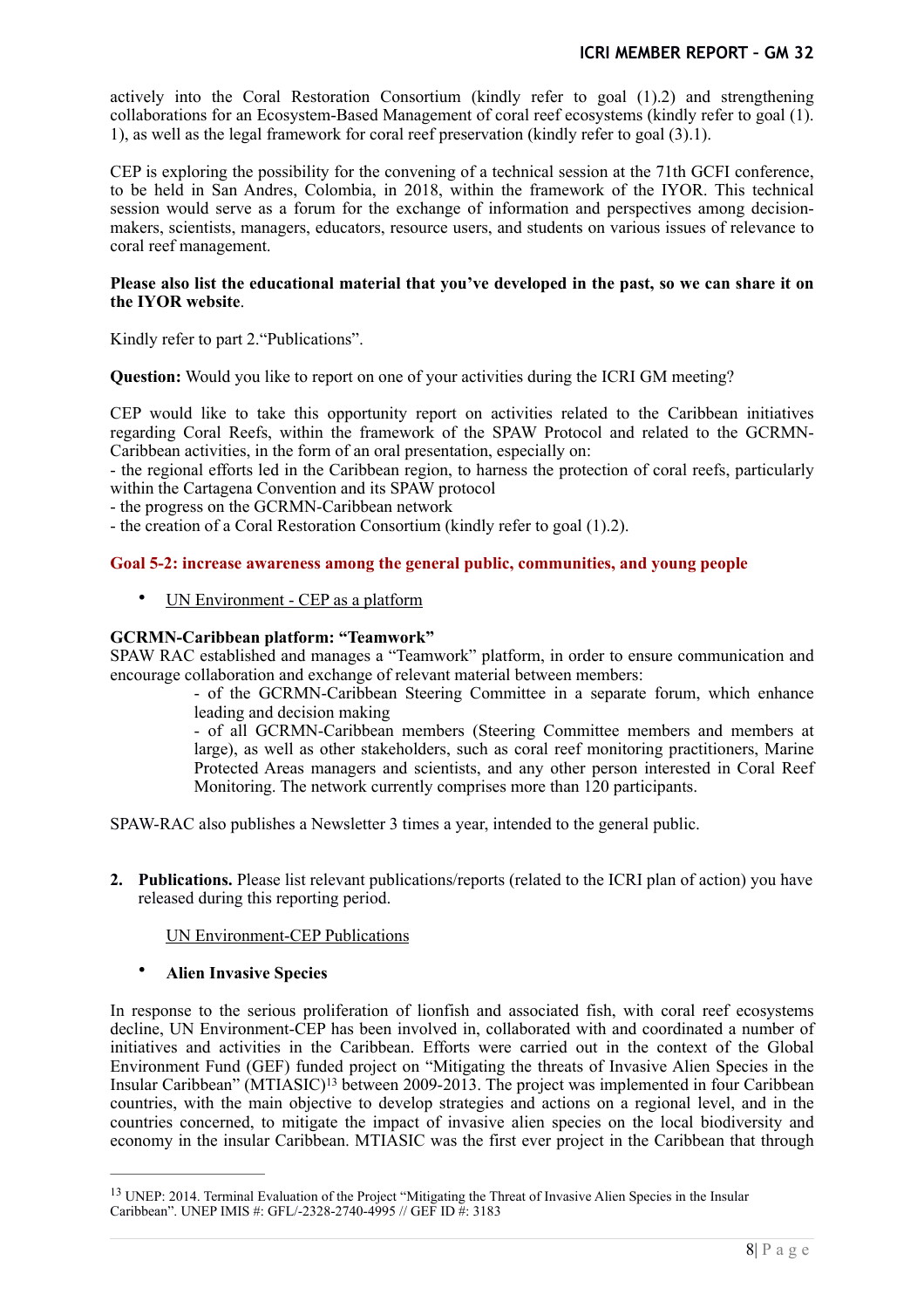actively into the Coral Restoration Consortium (kindly refer to goal (1).2) and strengthening collaborations for an Ecosystem-Based Management of coral reef ecosystems (kindly refer to goal (1).1), as well as the legal framework for coral reef preservation (kindly refer to goal (3).1).

CEP is exploring the possibility for the convening of a technical session at the 71th GCFI conference, to be held in San Andres, Colombia, in 2018, within the framework of the IYOR. This technical session would serve as a forum for the exchange of information and perspectives among decision-makers, scientists, managers, educators, resource users, and students on various issues of relevance to coral reef management.

**Please also list the educational material that you've developed in the past, so we can share it on the IYOR website**.

Kindly refer to part 2."Publications".

**Question:** Would you like to report on one of your activities during the ICRI GM meeting?

CEP would like to take this opportunity report on activities related to the Caribbean initiatives regarding Coral Reefs, within the framework of the SPAW Protocol and related to the GCRMN-Caribbean activities, in the form of an oral presentation, especially on:
- the regional efforts led in the Caribbean region, to harness the protection of coral reefs, particularly within the Cartagena Convention and its SPAW protocol
- the progress on the GCRMN-Caribbean network
- the creation of a Coral Restoration Consortium (kindly refer to goal (1).2).

**Goal 5-2: increase awareness among the general public, communities, and young people**

- UN Environment - CEP as a platform

**GCRMN-Caribbean platform: "Teamwork"**
SPAW RAC established and manages a "Teamwork" platform, in order to ensure communication and encourage collaboration and exchange of relevant material between members:

- of the GCRMN-Caribbean Steering Committee in a separate forum, which enhance leading and decision making
- of all GCRMN-Caribbean members (Steering Committee members and members at large), as well as other stakeholders, such as coral reef monitoring practitioners, Marine Protected Areas managers and scientists, and any other person interested in Coral Reef Monitoring. The network currently comprises more than 120 participants.

SPAW-RAC also publishes a Newsletter 3 times a year, intended to the general public.

2. **Publications.** Please list relevant publications/reports (related to the ICRI plan of action) you have released during this reporting period.

   UN Environment-CEP Publications

- **Alien Invasive Species**

In response to the serious proliferation of lionfish and associated fish, with coral reef ecosystems decline, UN Environment-CEP has been involved in, collaborated with and coordinated a number of initiatives and activities in the Caribbean. Efforts were carried out in the context of the Global Environment Fund (GEF) funded project on "Mitigating the threats of Invasive Alien Species in the Insular Caribbean" (MTIASIC)[13] between 2009-2013. The project was implemented in four Caribbean countries, with the main objective to develop strategies and actions on a regional level, and in the countries concerned, to mitigate the impact of invasive alien species on the local biodiversity and economy in the insular Caribbean. MTIASIC was the first ever project in the Caribbean that through

[13] UNEP: 2014. Terminal Evaluation of the Project "Mitigating the Threat of Invasive Alien Species in the Insular Caribbean". UNEP IMIS #: GFL/-2328-2740-4995 // GEF ID #: 3183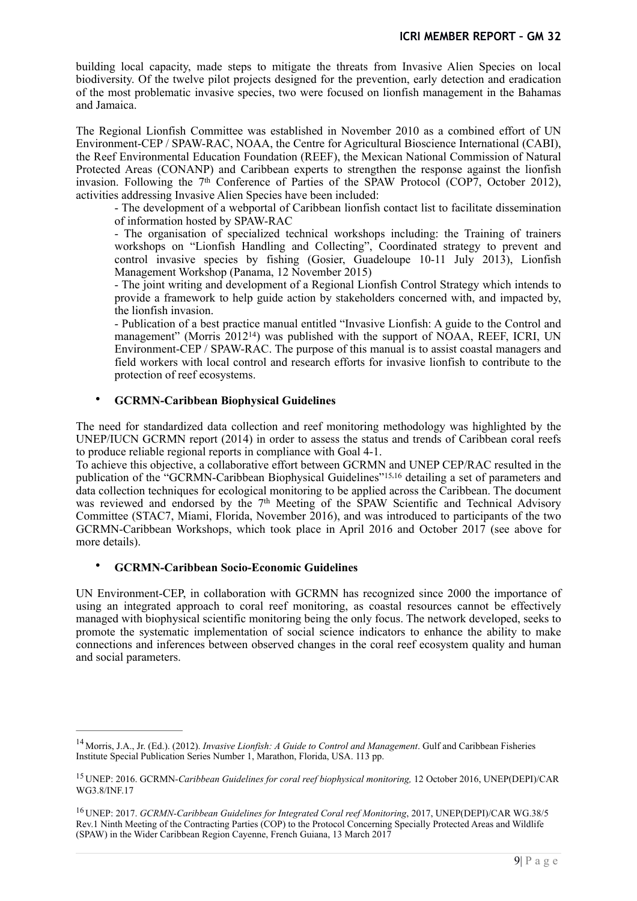building local capacity, made steps to mitigate the threats from Invasive Alien Species on local biodiversity. Of the twelve pilot projects designed for the prevention, early detection and eradication of the most problematic invasive species, two were focused on lionfish management in the Bahamas and Jamaica.

The Regional Lionfish Committee was established in November 2010 as a combined effort of UN Environment-CEP / SPAW-RAC, NOAA, the Centre for Agricultural Bioscience International (CABI), the Reef Environmental Education Foundation (REEF), the Mexican National Commission of Natural Protected Areas (CONANP) and Caribbean experts to strengthen the response against the lionfish invasion. Following the 7th Conference of Parties of the SPAW Protocol (COP7, October 2012), activities addressing Invasive Alien Species have been included:

- The development of a webportal of Caribbean lionfish contact list to facilitate dissemination of information hosted by SPAW-RAC
- The organisation of specialized technical workshops including: the Training of trainers workshops on "Lionfish Handling and Collecting", Coordinated strategy to prevent and control invasive species by fishing (Gosier, Guadeloupe 10-11 July 2013), Lionfish Management Workshop (Panama, 12 November 2015)
- The joint writing and development of a Regional Lionfish Control Strategy which intends to provide a framework to help guide action by stakeholders concerned with, and impacted by, the lionfish invasion.
- Publication of a best practice manual entitled "Invasive Lionfish: A guide to the Control and management" (Morris 2012[14]) was published with the support of NOAA, REEF, ICRI, UN Environment-CEP / SPAW-RAC. The purpose of this manual is to assist coastal managers and field workers with local control and research efforts for invasive lionfish to contribute to the protection of reef ecosystems.

- **GCRMN-Caribbean Biophysical Guidelines**

The need for standardized data collection and reef monitoring methodology was highlighted by the UNEP/IUCN GCRMN report (2014) in order to assess the status and trends of Caribbean coral reefs to produce reliable regional reports in compliance with Goal 4-1.
To achieve this objective, a collaborative effort between GCRMN and UNEP CEP/RAC resulted in the publication of the "GCRMN-Caribbean Biophysical Guidelines"[15,16] detailing a set of parameters and data collection techniques for ecological monitoring to be applied across the Caribbean. The document was reviewed and endorsed by the 7th Meeting of the SPAW Scientific and Technical Advisory Committee (STAC7, Miami, Florida, November 2016), and was introduced to participants of the two GCRMN-Caribbean Workshops, which took place in April 2016 and October 2017 (see above for more details).

- **GCRMN-Caribbean Socio-Economic Guidelines**

UN Environment-CEP, in collaboration with GCRMN has recognized since 2000 the importance of using an integrated approach to coral reef monitoring, as coastal resources cannot be effectively managed with biophysical scientific monitoring being the only focus. The network developed, seeks to promote the systematic implementation of social science indicators to enhance the ability to make connections and inferences between observed changes in the coral reef ecosystem quality and human and social parameters.

---

[14] Morris, J.A., Jr. (Ed.). (2012). *Invasive Lionfish: A Guide to Control and Management*. Gulf and Caribbean Fisheries Institute Special Publication Series Number 1, Marathon, Florida, USA. 113 pp.

[15] UNEP: 2016. GCRMN-*Caribbean Guidelines for coral reef biophysical monitoring,* 12 October 2016, UNEP(DEPI)/CAR WG3.8/INF.17

[16] UNEP: 2017. *GCRMN-Caribbean Guidelines for Integrated Coral reef Monitoring*, 2017, UNEP(DEPI)/CAR WG.38/5 Rev.1 Ninth Meeting of the Contracting Parties (COP) to the Protocol Concerning Specially Protected Areas and Wildlife (SPAW) in the Wider Caribbean Region Cayenne, French Guiana, 13 March 2017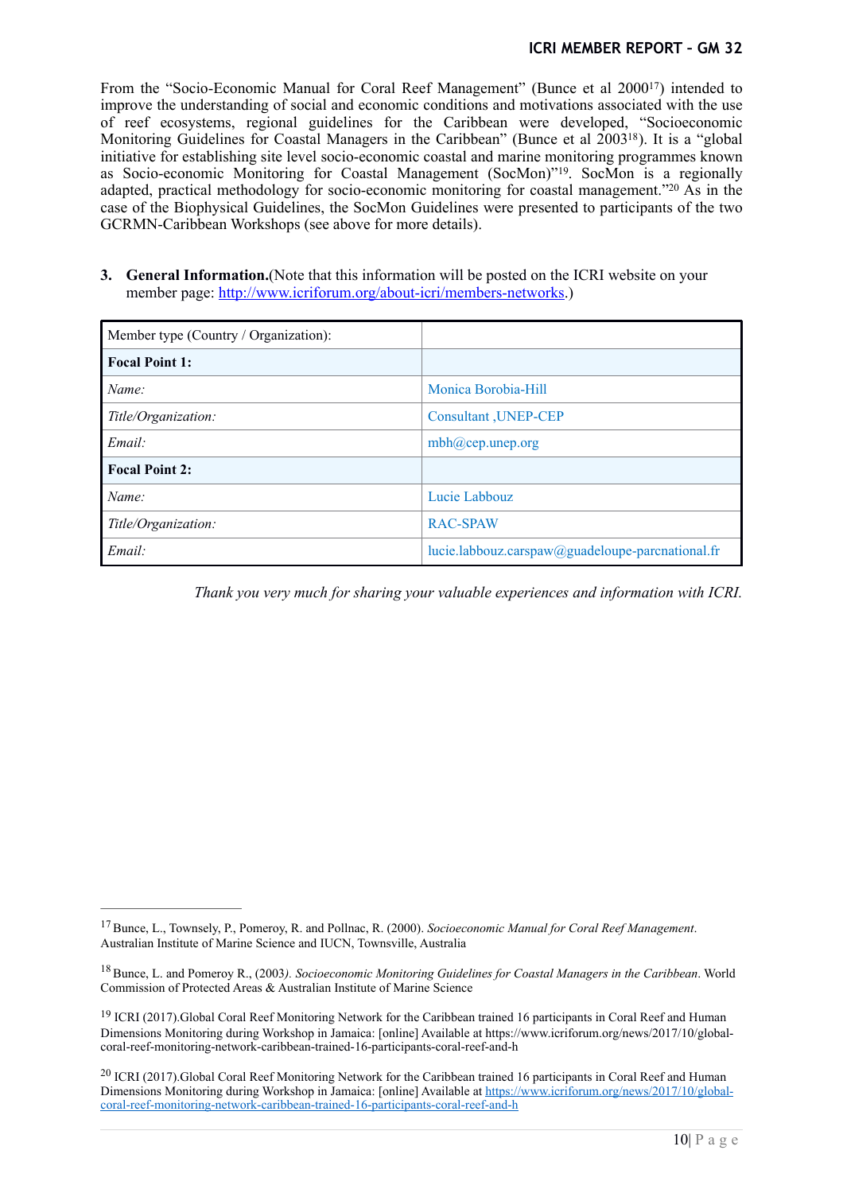From the "Socio-Economic Manual for Coral Reef Management" (Bunce et al 2000[17]) intended to improve the understanding of social and economic conditions and motivations associated with the use of reef ecosystems, regional guidelines for the Caribbean were developed, "Socioeconomic Monitoring Guidelines for Coastal Managers in the Caribbean" (Bunce et al 2003[18]). It is a "global initiative for establishing site level socio-economic coastal and marine monitoring programmes known as Socio-economic Monitoring for Coastal Management (SocMon)"[19]. SocMon is a regionally adapted, practical methodology for socio-economic monitoring for coastal management."[20] As in the case of the Biophysical Guidelines, the SocMon Guidelines were presented to participants of the two GCRMN-Caribbean Workshops (see above for more details).

3. **General Information.**(Note that this information will be posted on the ICRI website on your member page: http://www.icriforum.org/about-icri/members-networks.)

| | |
|---|---|
| Member type (Country / Organization): | |
| **Focal Point 1:** | |
| *Name:* | Monica Borobia-Hill |
| *Title/Organization:* | Consultant ,UNEP-CEP |
| *Email:* | mbh@cep.unep.org |
| **Focal Point 2:** | |
| *Name:* | Lucie Labbouz |
| *Title/Organization:* | RAC-SPAW |
| *Email:* | lucie.labbouz.carspaw@guadeloupe-parcnational.fr |

*Thank you very much for sharing your valuable experiences and information with ICRI.*

---

[17] Bunce, L., Townsely, P., Pomeroy, R. and Pollnac, R. (2000). *Socioeconomic Manual for Coral Reef Management*. Australian Institute of Marine Science and IUCN, Townsville, Australia

[18] Bunce, L. and Pomeroy R., (2003). *Socioeconomic Monitoring Guidelines for Coastal Managers in the Caribbean*. World Commission of Protected Areas & Australian Institute of Marine Science

[19] ICRI (2017).Global Coral Reef Monitoring Network for the Caribbean trained 16 participants in Coral Reef and Human Dimensions Monitoring during Workshop in Jamaica: [online] Available at https://www.icriforum.org/news/2017/10/global-coral-reef-monitoring-network-caribbean-trained-16-participants-coral-reef-and-h

[20] ICRI (2017).Global Coral Reef Monitoring Network for the Caribbean trained 16 participants in Coral Reef and Human Dimensions Monitoring during Workshop in Jamaica: [online] Available at https://www.icriforum.org/news/2017/10/global-coral-reef-monitoring-network-caribbean-trained-16-participants-coral-reef-and-h